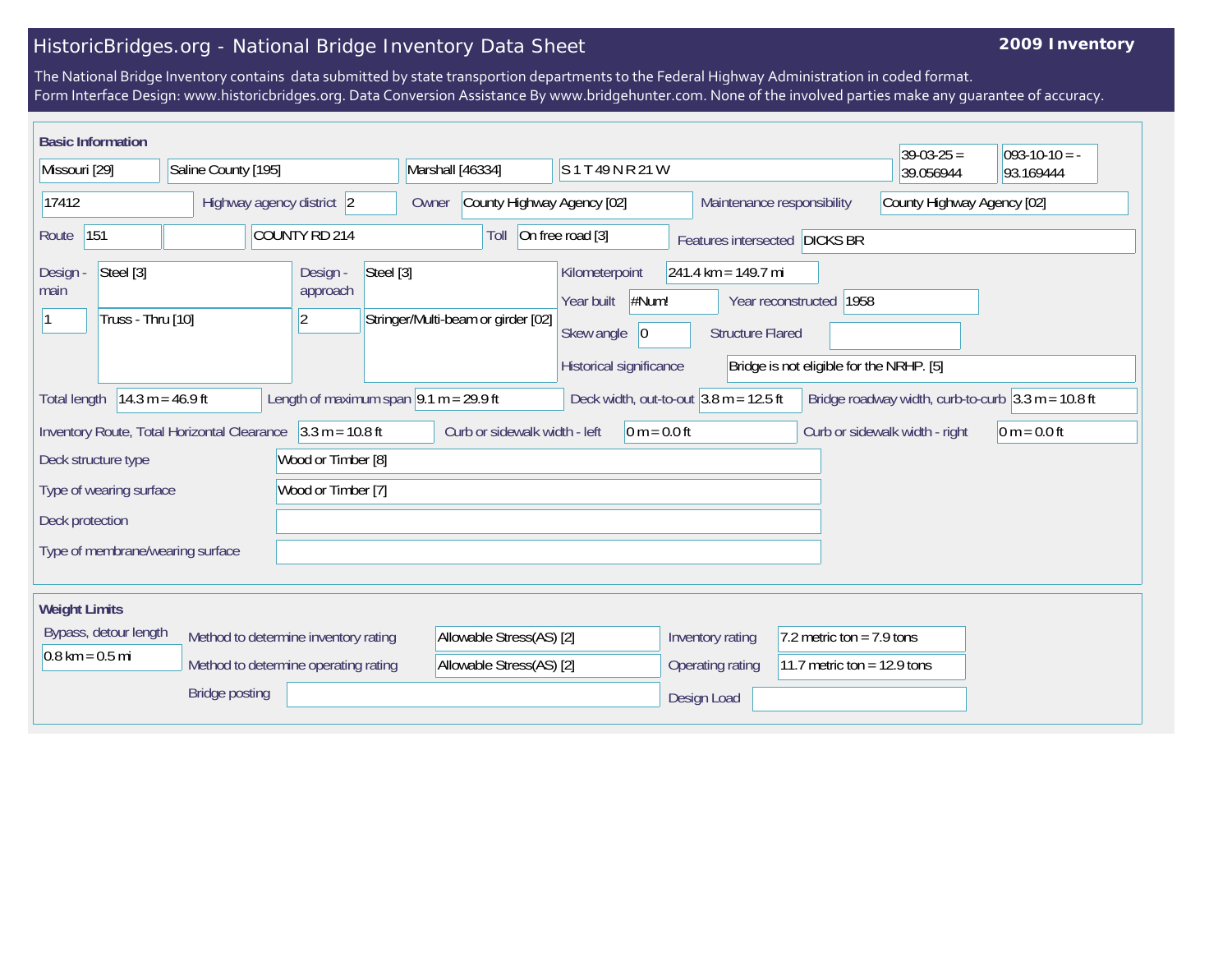# HistoricBridges.org - National Bridge Inventory Data Sheet

**2009 Inventory**

The National Bridge Inventory contains data submitted by state transportion departments to the Federal Highway Administration in coded format.
Form Interface Design: www.historicbridges.org. Data Conversion Assistance By www.bridgehunter.com. None of the involved parties make any guarantee of accuracy.

## Basic Information

| | |
|---|---|
| State | Missouri [29] |
| County | Saline County [195] |
| Place | Marshall [46334] |
| Location | S 1 T 49 N R 21 W |
| Latitude | 39-03-25 = 39.056944 |
| Longitude | 093-10-10 = -93.169444 |
| Structure Number | 17412 |
| Highway agency district | 2 |
| Owner | County Highway Agency [02] |
| Maintenance responsibility | County Highway Agency [02] |
| Route | 151 |
| Facility carried | COUNTY RD 214 |
| Toll | On free road [3] |
| Features intersected | DICKS BR |
| Design - main | Steel [3] |
| | 1 — Truss - Thru [10] |
| Design - approach | Steel [3] |
| | 2 — Stringer/Multi-beam or girder [02] |
| Kilometerpoint | 241.4 km = 149.7 mi |
| Year built | #Num! |
| Year reconstructed | 1958 |
| Skew angle | 0 |
| Structure Flared | |
| Historical significance | Bridge is not eligible for the NRHP. [5] |
| Total length | 14.3 m = 46.9 ft |
| Length of maximum span | 9.1 m = 29.9 ft |
| Deck width, out-to-out | 3.8 m = 12.5 ft |
| Bridge roadway width, curb-to-curb | 3.3 m = 10.8 ft |
| Inventory Route, Total Horizontal Clearance | 3.3 m = 10.8 ft |
| Curb or sidewalk width - left | 0 m = 0.0 ft |
| Curb or sidewalk width - right | 0 m = 0.0 ft |
| Deck structure type | Wood or Timber [8] |
| Type of wearing surface | Wood or Timber [7] |
| Deck protection | |
| Type of membrane/wearing surface | |

## Weight Limits

| | |
|---|---|
| Bypass, detour length | 0.8 km = 0.5 mi |
| Method to determine inventory rating | Allowable Stress(AS) [2] |
| Method to determine operating rating | Allowable Stress(AS) [2] |
| Inventory rating | 7.2 metric ton = 7.9 tons |
| Operating rating | 11.7 metric ton = 12.9 tons |
| Bridge posting | |
| Design Load | |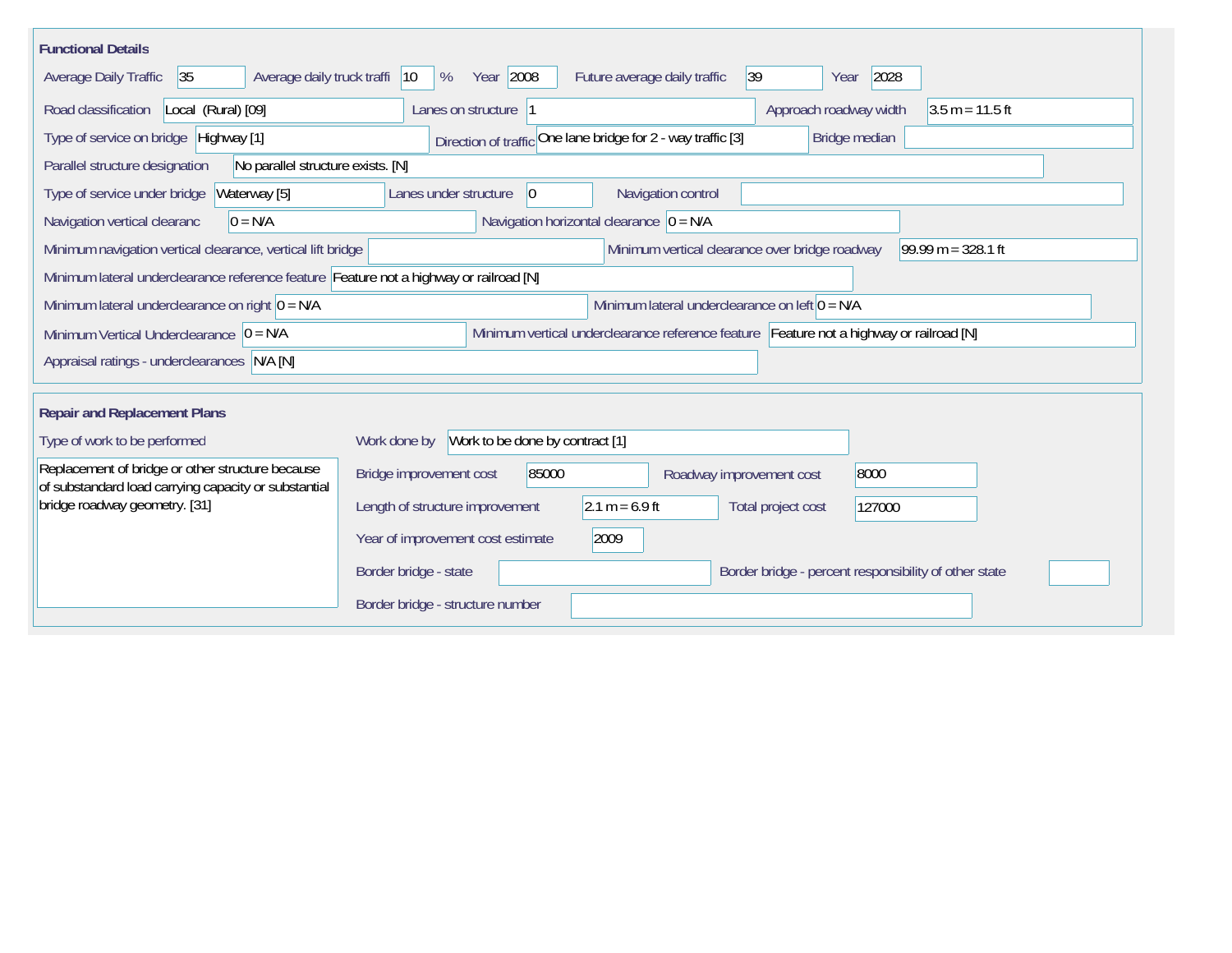## Functional Details

| Field | Value |
|---|---|
| Average Daily Traffic | 35 |
| Average daily truck traffi | 10 % |
| Year | 2008 |
| Future average daily traffic | 39 |
| Year | 2028 |
| Road classification | Local (Rural) [09] |
| Lanes on structure | 1 |
| Approach roadway width | 3.5 m = 11.5 ft |
| Type of service on bridge | Highway [1] |
| Direction of traffic | One lane bridge for 2 - way traffic [3] |
| Bridge median | |
| Parallel structure designation | No parallel structure exists. [N] |
| Type of service under bridge | Waterway [5] |
| Lanes under structure | 0 |
| Navigation control | |
| Navigation vertical clearanc | 0 = N/A |
| Navigation horizontal clearance | 0 = N/A |
| Minimum navigation vertical clearance, vertical lift bridge | |
| Minimum vertical clearance over bridge roadway | 99.99 m = 328.1 ft |
| Minimum lateral underclearance reference feature | Feature not a highway or railroad [N] |
| Minimum lateral underclearance on right | 0 = N/A |
| Minimum lateral underclearance on left | 0 = N/A |
| Minimum Vertical Underclearance | 0 = N/A |
| Minimum vertical underclearance reference feature | Feature not a highway or railroad [N] |
| Appraisal ratings - underclearances | N/A [N] |

## Repair and Replacement Plans

| Field | Value |
|---|---|
| Type of work to be performed | Replacement of bridge or other structure because of substandard load carrying capacity or substantial bridge roadway geometry. [31] |
| Work done by | Work to be done by contract [1] |
| Bridge improvement cost | 85000 |
| Roadway improvement cost | 8000 |
| Length of structure improvement | 2.1 m = 6.9 ft |
| Total project cost | 127000 |
| Year of improvement cost estimate | 2009 |
| Border bridge - state | |
| Border bridge - percent responsibility of other state | |
| Border bridge - structure number | |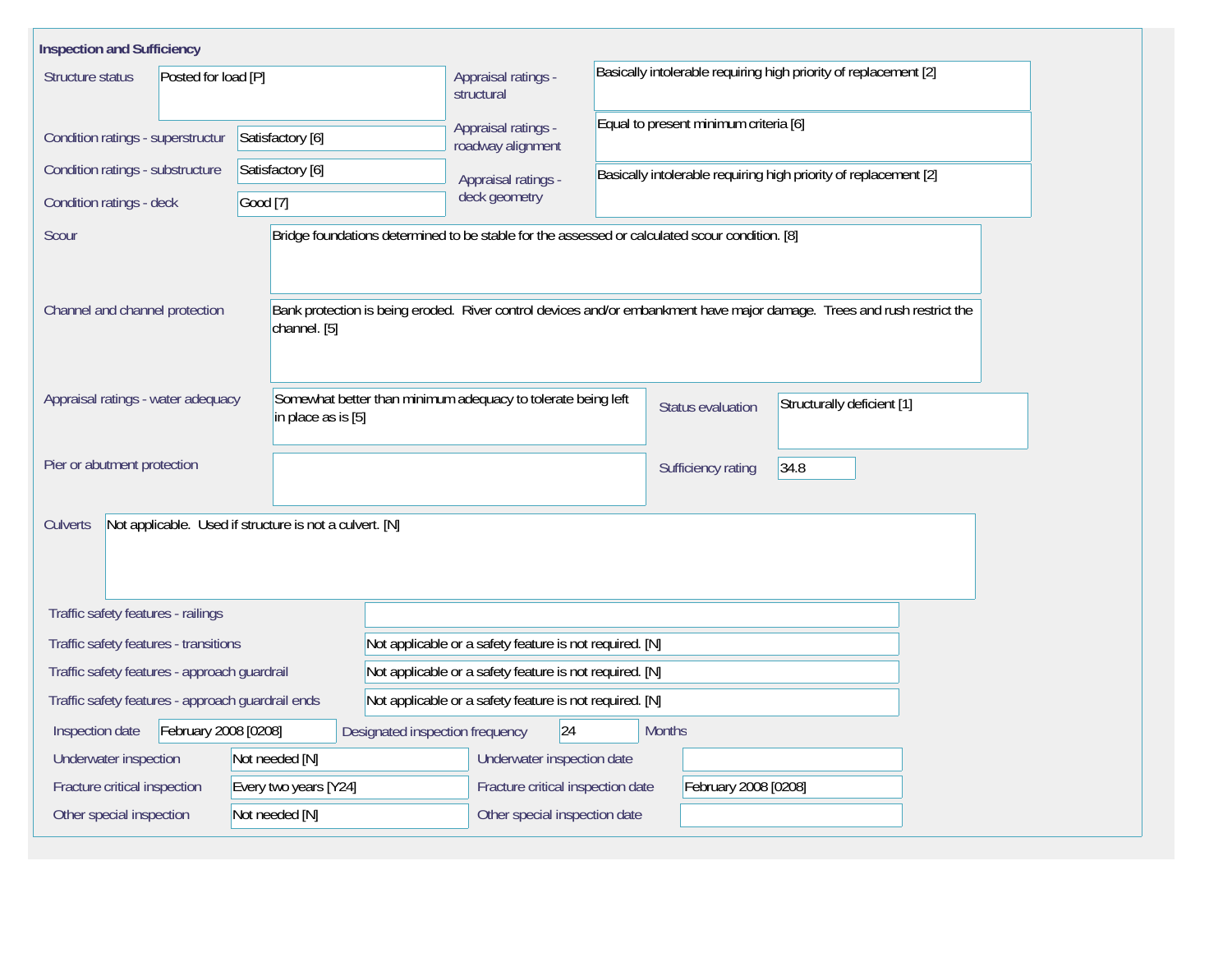## Inspection and Sufficiency

| Field | Value |
|---|---|
| Structure status | Posted for load [P] |
| Appraisal ratings - structural | Basically intolerable requiring high priority of replacement [2] |
| Condition ratings - superstructur | Satisfactory [6] |
| Appraisal ratings - roadway alignment | Equal to present minimum criteria [6] |
| Condition ratings - substructure | Satisfactory [6] |
| Appraisal ratings - deck geometry | Basically intolerable requiring high priority of replacement [2] |
| Condition ratings - deck | Good [7] |
| Scour | Bridge foundations determined to be stable for the assessed or calculated scour condition. [8] |
| Channel and channel protection | Bank protection is being eroded. River control devices and/or embankment have major damage. Trees and rush restrict the channel. [5] |
| Appraisal ratings - water adequacy | Somewhat better than minimum adequacy to tolerate being left in place as is [5] |
| Status evaluation | Structurally deficient [1] |
| Pier or abutment protection | |
| Sufficiency rating | 34.8 |
| Culverts | Not applicable. Used if structure is not a culvert. [N] |
| Traffic safety features - railings | |
| Traffic safety features - transitions | Not applicable or a safety feature is not required. [N] |
| Traffic safety features - approach guardrail | Not applicable or a safety feature is not required. [N] |
| Traffic safety features - approach guardrail ends | Not applicable or a safety feature is not required. [N] |
| Inspection date | February 2008 [0208] |
| Designated inspection frequency | 24 Months |
| Underwater inspection | Not needed [N] |
| Underwater inspection date | |
| Fracture critical inspection | Every two years [Y24] |
| Fracture critical inspection date | February 2008 [0208] |
| Other special inspection | Not needed [N] |
| Other special inspection date | |